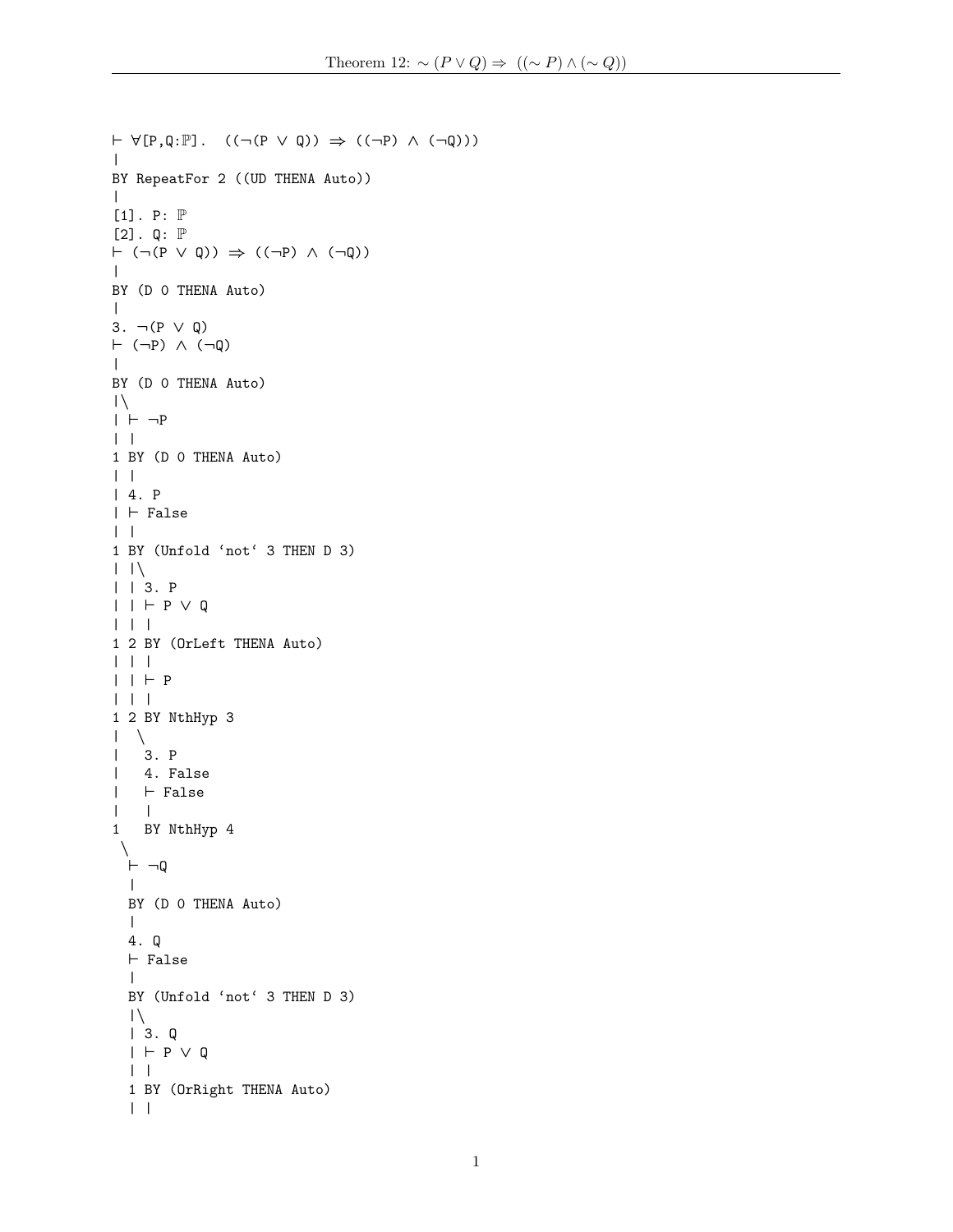```
⊢ ∀[P,Q:ℙ].  ((¬(P ∨ Q)) ⇒ ((¬P) ∧ (¬Q)))
|
BY RepeatFor 2 ((UD THENA Auto))
|
[1]. P: ℙ
[2]. Q: ℙ
⊢ (¬(P ∨ Q)) ⇒ ((¬P) ∧ (¬Q))
|
BY (D 0 THENA Auto)
|
3. ¬(P ∨ Q)
⊢ (¬P) ∧ (¬Q)
|
BY (D 0 THENA Auto)
|\
| ⊢ ¬P
| |
1 BY (D 0 THENA Auto)
| |
| 4. P
| ⊢ False
| |
1 BY (Unfold ‘not‘ 3 THEN D 3)
| |\
| | 3. P
| | ⊢ P ∨ Q
| | |
1 2 BY (OrLeft THENA Auto)
| | |
| | ⊢ P
| | |
1 2 BY NthHyp 3
|  \
|   3. P
|   4. False
|   ⊢ False
|   |
1   BY NthHyp 4
 \
  ⊢ ¬Q
  |
  BY (D 0 THENA Auto)
  |
  4. Q
  ⊢ False
  |
  BY (Unfold ‘not‘ 3 THEN D 3)
  |\
  | 3. Q
  | ⊢ P ∨ Q
  | |
  1 BY (OrRight THENA Auto)
  | |
```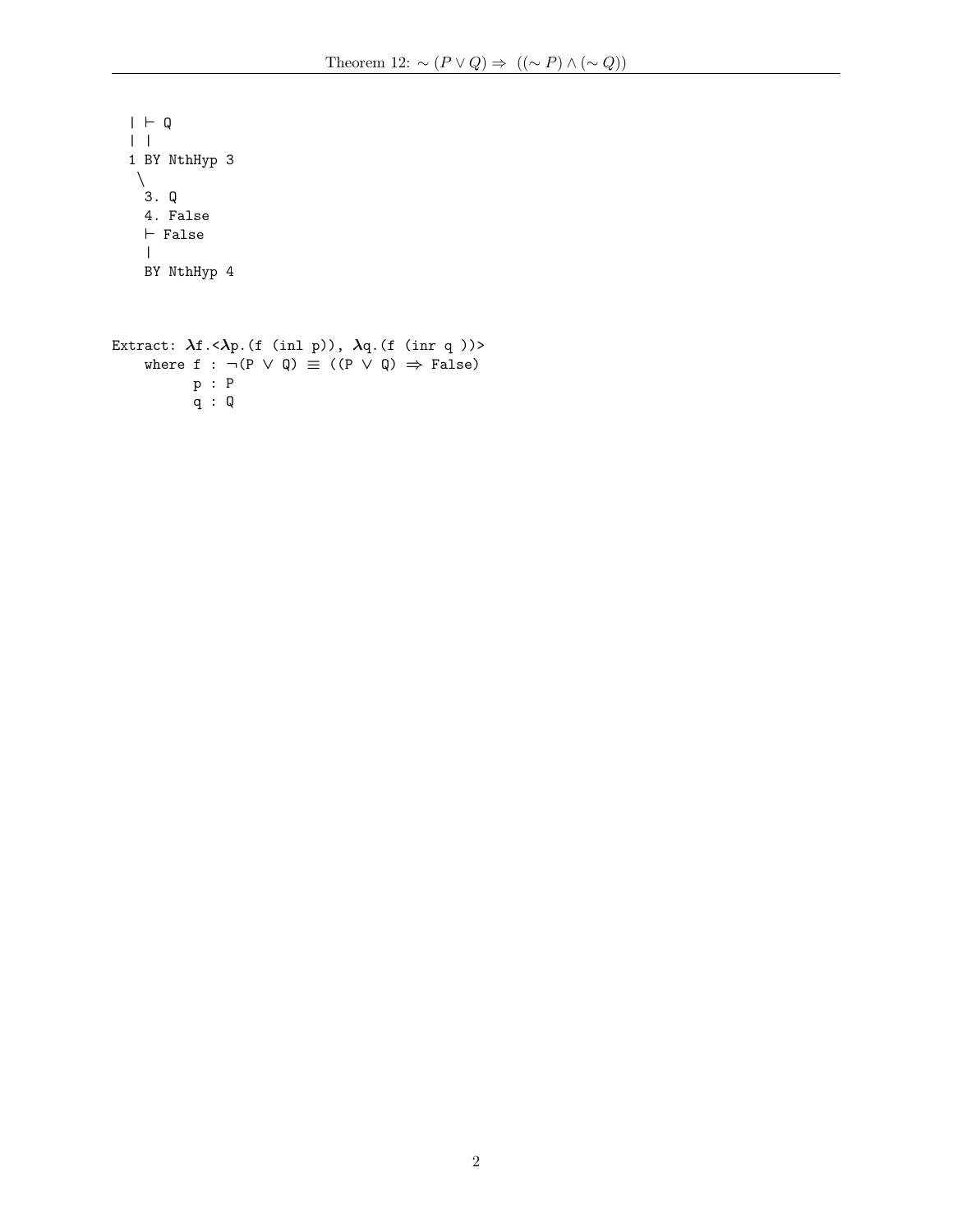```
  | ⊢ Q
  | |
  1 BY NthHyp 3
   \
    3. Q
    4. False
    ⊢ False
    |
    BY NthHyp 4
```

```
Extract: λf.<λp.(f (inl p)), λq.(f (inr q ))>
    where f : ¬(P ∨ Q) ≡ ((P ∨ Q) ⇒ False)
          p : P
          q : Q
```